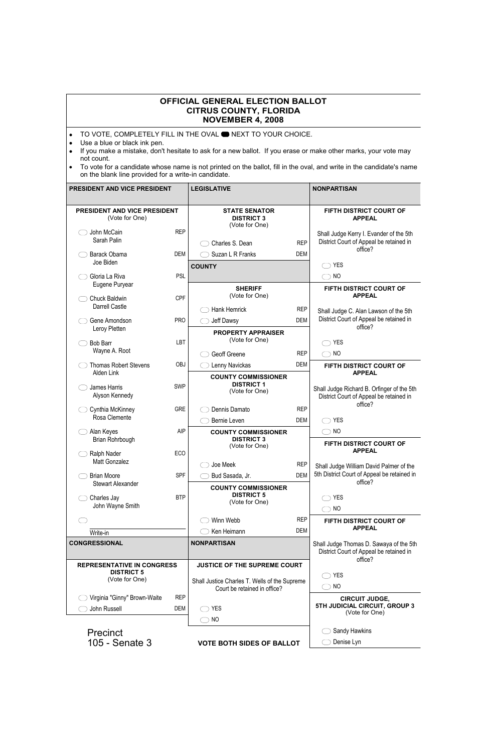# OFFICIAL GENERAL ELECTION BALLOT
# CITRUS COUNTY, FLORIDA
# NOVEMBER 4, 2008

- TO VOTE, COMPLETELY FILL IN THE OVAL ⬬ NEXT TO YOUR CHOICE.
- Use a blue or black ink pen.
- If you make a mistake, don't hesitate to ask for a new ballot. If you erase or make other marks, your vote may not count.
- To vote for a candidate whose name is not printed on the ballot, fill in the oval, and write in the candidate's name on the blank line provided for a write-in candidate.

## PRESIDENT AND VICE PRESIDENT

**PRESIDENT AND VICE PRESIDENT**
(Vote for One)

| Candidates | Party |
|---|---|
| ◯ John McCain / Sarah Palin | REP |
| ◯ Barack Obama / Joe Biden | DEM |
| ◯ Gloria La Riva / Eugene Puryear | PSL |
| ◯ Chuck Baldwin / Darrell Castle | CPF |
| ◯ Gene Amondson / Leroy Pletten | PRO |
| ◯ Bob Barr / Wayne A. Root | LBT |
| ◯ Thomas Robert Stevens / Alden Link | OBJ |
| ◯ James Harris / Alyson Kennedy | SWP |
| ◯ Cynthia McKinney / Rosa Clemente | GRE |
| ◯ Alan Keyes / Brian Rohrbough | AIP |
| ◯ Ralph Nader / Matt Gonzalez | ECO |
| ◯ Brian Moore / Stewart Alexander | SPF |
| ◯ Charles Jay / John Wayne Smith | BTP |
| ◯ ____________ Write-in | |

## CONGRESSIONAL

**REPRESENTATIVE IN CONGRESS DISTRICT 5**
(Vote for One)

| Candidate | Party |
|---|---|
| ◯ Virginia "Ginny" Brown-Waite | REP |
| ◯ John Russell | DEM |

## LEGISLATIVE

**STATE SENATOR DISTRICT 3**
(Vote for One)

| Candidate | Party |
|---|---|
| ◯ Charles S. Dean | REP |
| ◯ Suzan L R Franks | DEM |

## COUNTY

**SHERIFF**
(Vote for One)

| Candidate | Party |
|---|---|
| ◯ Hank Hemrick | REP |
| ◯ Jeff Dawsy | DEM |

**PROPERTY APPRAISER**
(Vote for One)

| Candidate | Party |
|---|---|
| ◯ Geoff Greene | REP |
| ◯ Lenny Navickas | DEM |

**COUNTY COMMISSIONER DISTRICT 1**
(Vote for One)

| Candidate | Party |
|---|---|
| ◯ Dennis Damato | REP |
| ◯ Bernie Leven | DEM |

**COUNTY COMMISSIONER DISTRICT 3**
(Vote for One)

| Candidate | Party |
|---|---|
| ◯ Joe Meek | REP |
| ◯ Bud Sasada, Jr. | DEM |

**COUNTY COMMISSIONER DISTRICT 5**
(Vote for One)

| Candidate | Party |
|---|---|
| ◯ Winn Webb | REP |
| ◯ Ken Heimann | DEM |

## NONPARTISAN

**JUSTICE OF THE SUPREME COURT**

Shall Justice Charles T. Wells of the Supreme Court be retained in office?

◯ YES
◯ NO

**FIFTH DISTRICT COURT OF APPEAL**

Shall Judge Kerry I. Evander of the 5th District Court of Appeal be retained in office?

◯ YES
◯ NO

**FIFTH DISTRICT COURT OF APPEAL**

Shall Judge C. Alan Lawson of the 5th District Court of Appeal be retained in office?

◯ YES
◯ NO

**FIFTH DISTRICT COURT OF APPEAL**

Shall Judge Richard B. Orfinger of the 5th District Court of Appeal be retained in office?

◯ YES
◯ NO

**FIFTH DISTRICT COURT OF APPEAL**

Shall Judge William David Palmer of the 5th District Court of Appeal be retained in office?

◯ YES
◯ NO

**FIFTH DISTRICT COURT OF APPEAL**

Shall Judge Thomas D. Sawaya of the 5th District Court of Appeal be retained in office?

◯ YES
◯ NO

**CIRCUIT JUDGE, 5TH JUDICIAL CIRCUIT, GROUP 3**
(Vote for One)

◯ Sandy Hawkins
◯ Denise Lyn

Precinct
105 - Senate 3

**VOTE BOTH SIDES OF BALLOT**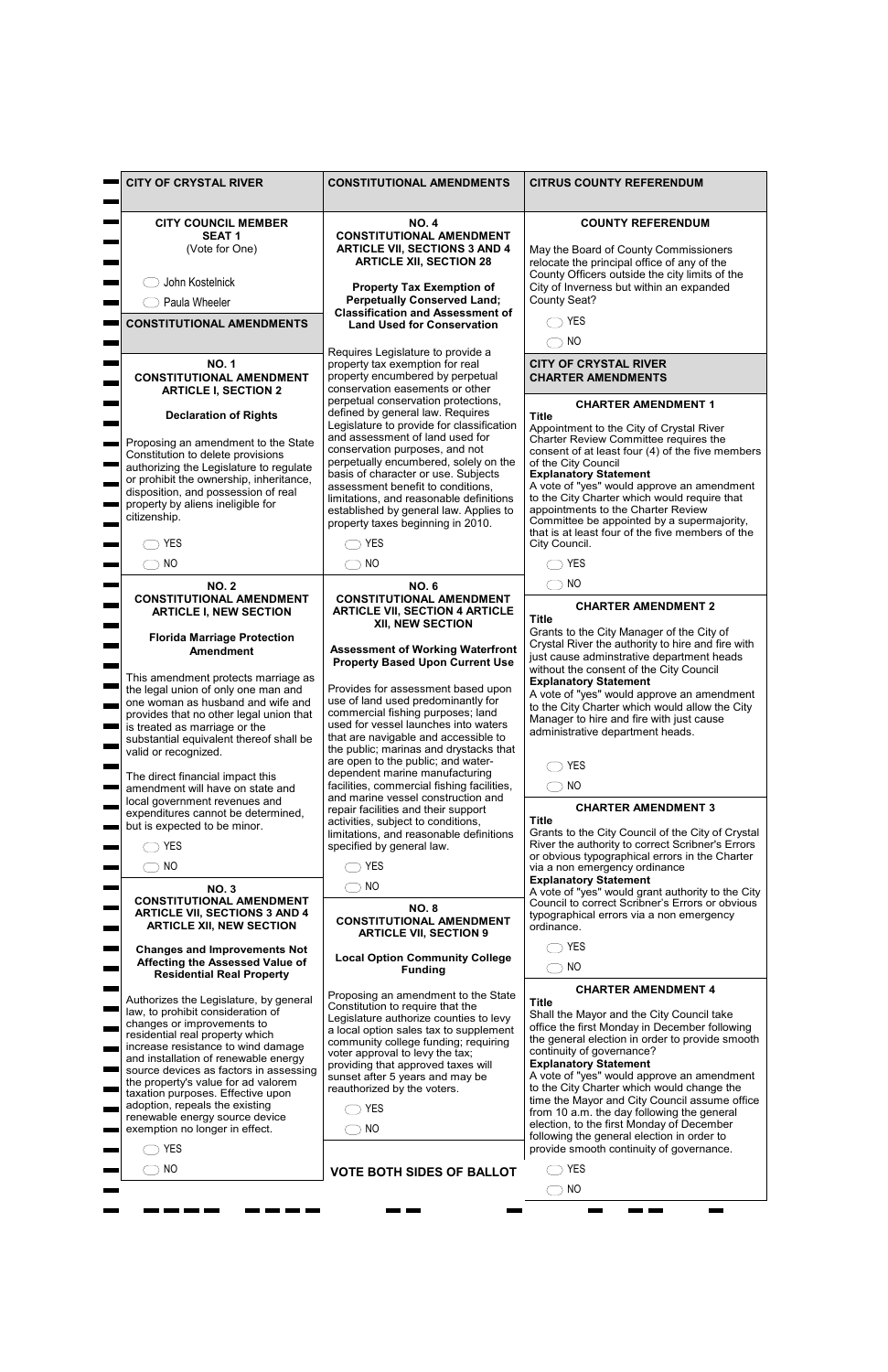## CITY OF CRYSTAL RIVER

### CITY COUNCIL MEMBER SEAT 1

(Vote for One)

- ◯ John Kostelnick
- ◯ Paula Wheeler

## CONSTITUTIONAL AMENDMENTS

### NO. 1 CONSTITUTIONAL AMENDMENT ARTICLE I, SECTION 2

**Declaration of Rights**

Proposing an amendment to the State Constitution to delete provisions authorizing the Legislature to regulate or prohibit the ownership, inheritance, disposition, and possession of real property by aliens ineligible for citizenship.

- ◯ YES
- ◯ NO

### NO. 2 CONSTITUTIONAL AMENDMENT ARTICLE I, NEW SECTION

**Florida Marriage Protection Amendment**

This amendment protects marriage as the legal union of only one man and one woman as husband and wife and provides that no other legal union that is treated as marriage or the substantial equivalent thereof shall be valid or recognized.

The direct financial impact this amendment will have on state and local government revenues and expenditures cannot be determined, but is expected to be minor.

- ◯ YES
- ◯ NO

### NO. 3 CONSTITUTIONAL AMENDMENT ARTICLE VII, SECTIONS 3 AND 4 ARTICLE XII, NEW SECTION

**Changes and Improvements Not Affecting the Assessed Value of Residential Real Property**

Authorizes the Legislature, by general law, to prohibit consideration of changes or improvements to residential real property which increase resistance to wind damage and installation of renewable energy source devices as factors in assessing the property's value for ad valorem taxation purposes. Effective upon adoption, repeals the existing renewable energy source device exemption no longer in effect.

- ◯ YES
- ◯ NO

## CONSTITUTIONAL AMENDMENTS

### NO. 4 CONSTITUTIONAL AMENDMENT ARTICLE VII, SECTIONS 3 AND 4 ARTICLE XII, SECTION 28

**Property Tax Exemption of Perpetually Conserved Land; Classification and Assessment of Land Used for Conservation**

Requires Legislature to provide a property tax exemption for real property encumbered by perpetual conservation easements or other perpetual conservation protections, defined by general law. Requires Legislature to provide for classification and assessment of land used for conservation purposes, and not perpetually encumbered, solely on the basis of character or use. Subjects assessment benefit to conditions, limitations, and reasonable definitions established by general law. Applies to property taxes beginning in 2010.

- ◯ YES
- ◯ NO

### NO. 6 CONSTITUTIONAL AMENDMENT ARTICLE VII, SECTION 4 ARTICLE XII, NEW SECTION

**Assessment of Working Waterfront Property Based Upon Current Use**

Provides for assessment based upon use of land used predominantly for commercial fishing purposes; land used for vessel launches into waters that are navigable and accessible to the public; marinas and drystacks that are open to the public; and water-dependent marine manufacturing facilities, commercial fishing facilities, and marine vessel construction and repair facilities and their support activities, subject to conditions, limitations, and reasonable definitions specified by general law.

- ◯ YES
- ◯ NO

### NO. 8 CONSTITUTIONAL AMENDMENT ARTICLE VII, SECTION 9

**Local Option Community College Funding**

Proposing an amendment to the State Constitution to require that the Legislature authorize counties to levy a local option sales tax to supplement community college funding; requiring voter approval to levy the tax; providing that approved taxes will sunset after 5 years and may be reauthorized by the voters.

- ◯ YES
- ◯ NO

**VOTE BOTH SIDES OF BALLOT**

## CITRUS COUNTY REFERENDUM

### COUNTY REFERENDUM

May the Board of County Commissioners relocate the principal office of any of the County Officers outside the city limits of the City of Inverness but within an expanded County Seat?

- ◯ YES
- ◯ NO

## CITY OF CRYSTAL RIVER CHARTER AMENDMENTS

### CHARTER AMENDMENT 1

**Title**
Appointment to the City of Crystal River Charter Review Committee requires the consent of at least four (4) of the five members of the City Council

**Explanatory Statement**
A vote of "yes" would approve an amendment to the City Charter which would require that appointments to the Charter Review Committee be appointed by a supermajority, that is at least four of the five members of the City Council.

- ◯ YES
- ◯ NO

### CHARTER AMENDMENT 2

**Title**
Grants to the City Manager of the City of Crystal River the authority to hire and fire with just cause adminstrative department heads without the consent of the City Council

**Explanatory Statement**
A vote of "yes" would approve an amendment to the City Charter which would allow the City Manager to hire and fire with just cause administrative department heads.

- ◯ YES
- ◯ NO

### CHARTER AMENDMENT 3

**Title**
Grants to the City Council of the City of Crystal River the authority to correct Scribner's Errors or obvious typographical errors in the Charter via a non emergency ordinance

**Explanatory Statement**
A vote of "yes" would grant authority to the City Council to correct Scribner's Errors or obvious typographical errors via a non emergency ordinance.

- ◯ YES
- ◯ NO

### CHARTER AMENDMENT 4

**Title**
Shall the Mayor and the City Council take office the first Monday in December following the general election in order to provide smooth continuity of governance?

**Explanatory Statement**
A vote of "yes" would approve an amendment to the City Charter which would change the time the Mayor and City Council assume office from 10 a.m. the day following the general election, to the first Monday of December following the general election in order to provide smooth continuity of governance.

- ◯ YES
- ◯ NO